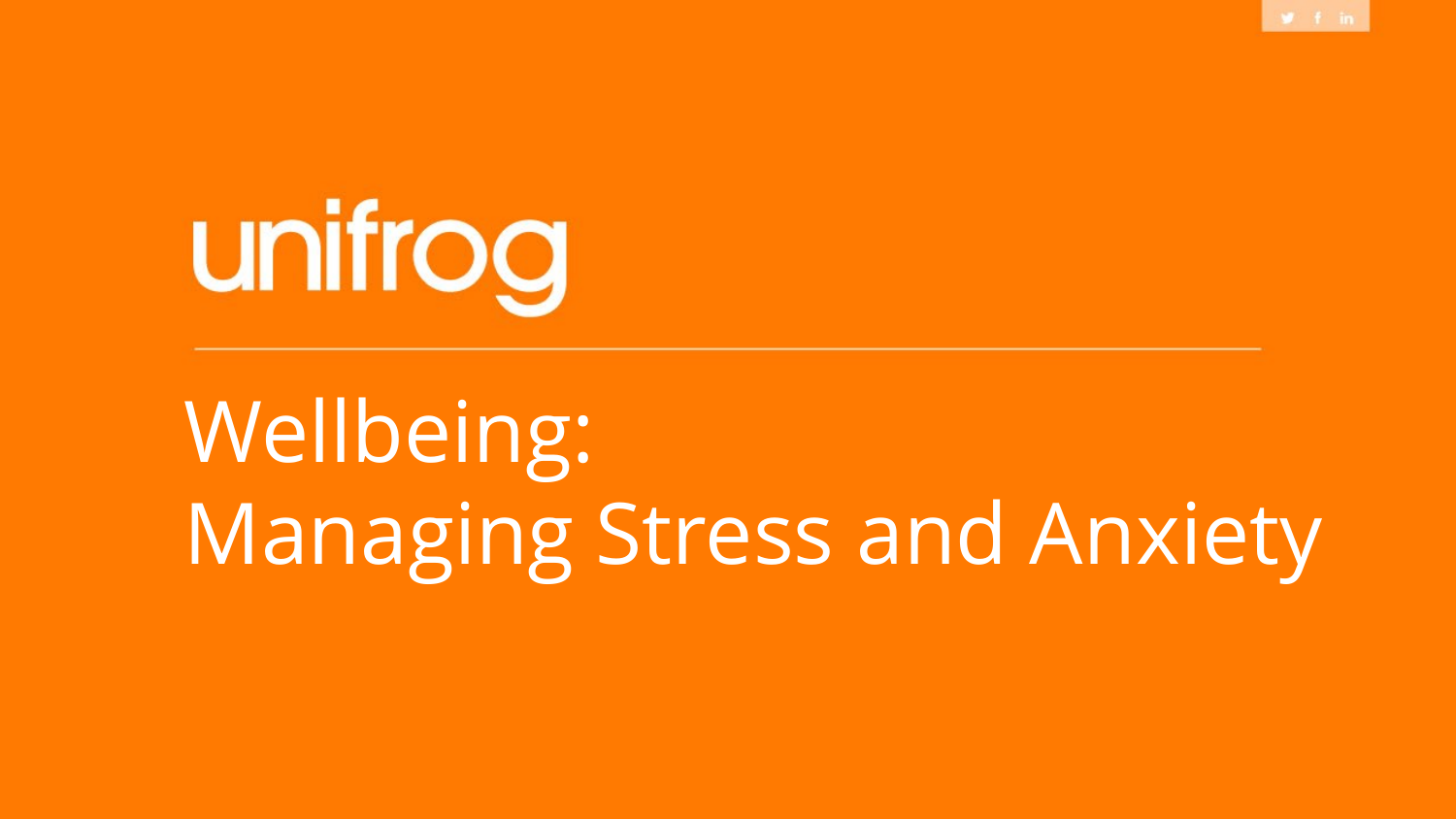unifrog

---

# Wellbeing: Managing Stress and Anxiety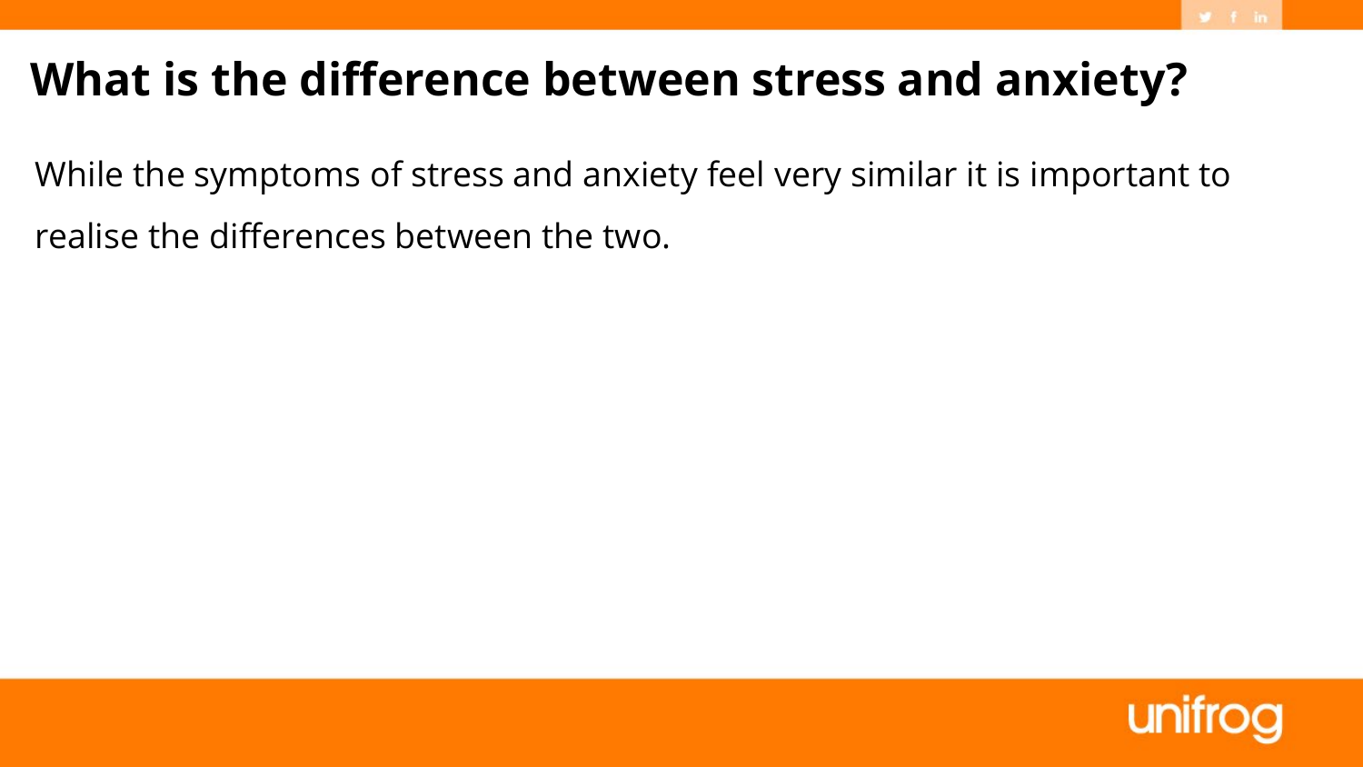# What is the difference between stress and anxiety?

While the symptoms of stress and anxiety feel very similar it is important to realise the differences between the two.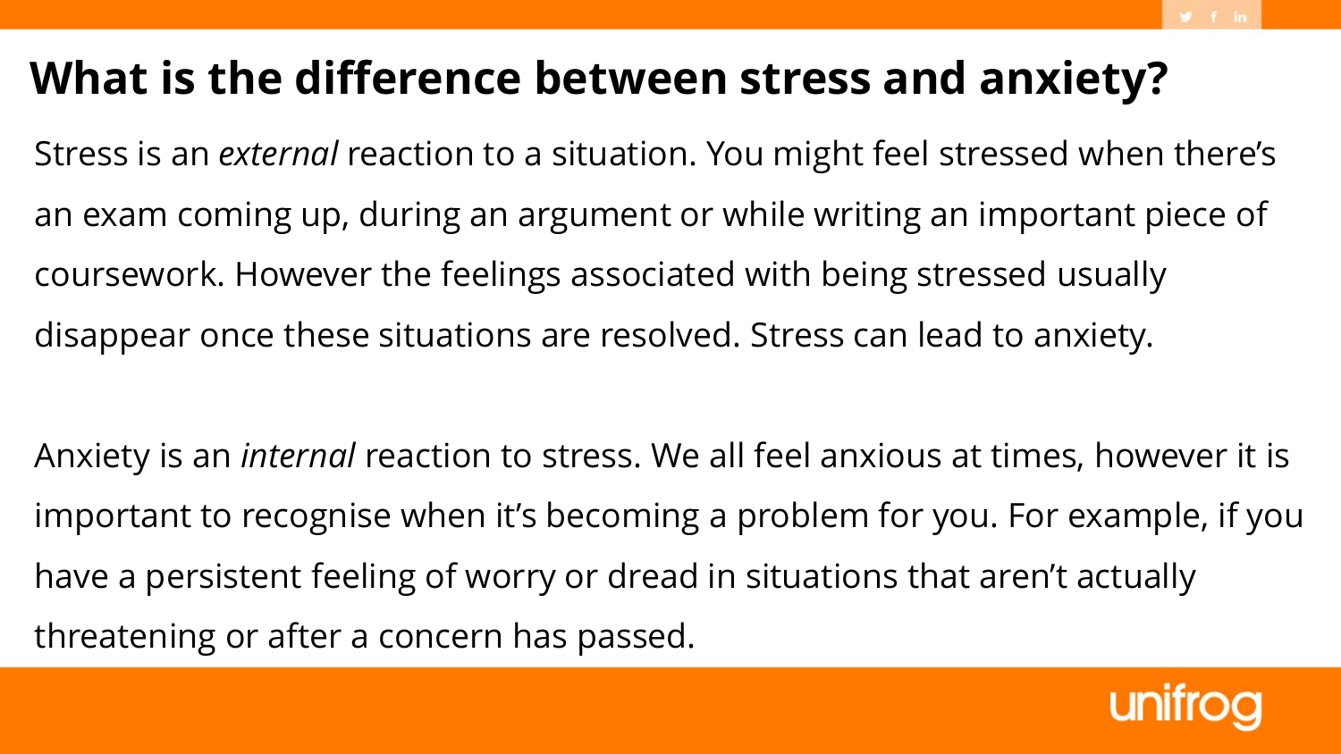# What is the difference between stress and anxiety?

Stress is an *external* reaction to a situation. You might feel stressed when there's an exam coming up, during an argument or while writing an important piece of coursework. However the feelings associated with being stressed usually disappear once these situations are resolved. Stress can lead to anxiety.

Anxiety is an *internal* reaction to stress. We all feel anxious at times, however it is important to recognise when it's becoming a problem for you. For example, if you have a persistent feeling of worry or dread in situations that aren't actually threatening or after a concern has passed.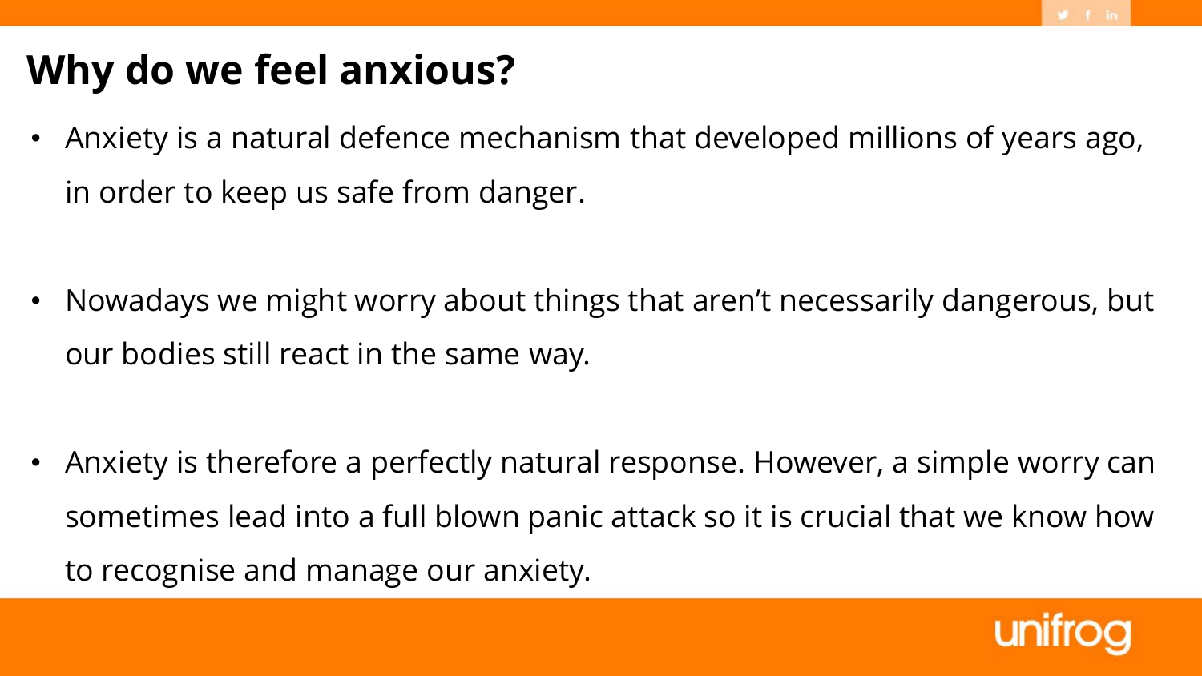# Why do we feel anxious?

- Anxiety is a natural defence mechanism that developed millions of years ago, in order to keep us safe from danger.

- Nowadays we might worry about things that aren't necessarily dangerous, but our bodies still react in the same way.

- Anxiety is therefore a perfectly natural response. However, a simple worry can sometimes lead into a full blown panic attack so it is crucial that we know how to recognise and manage our anxiety.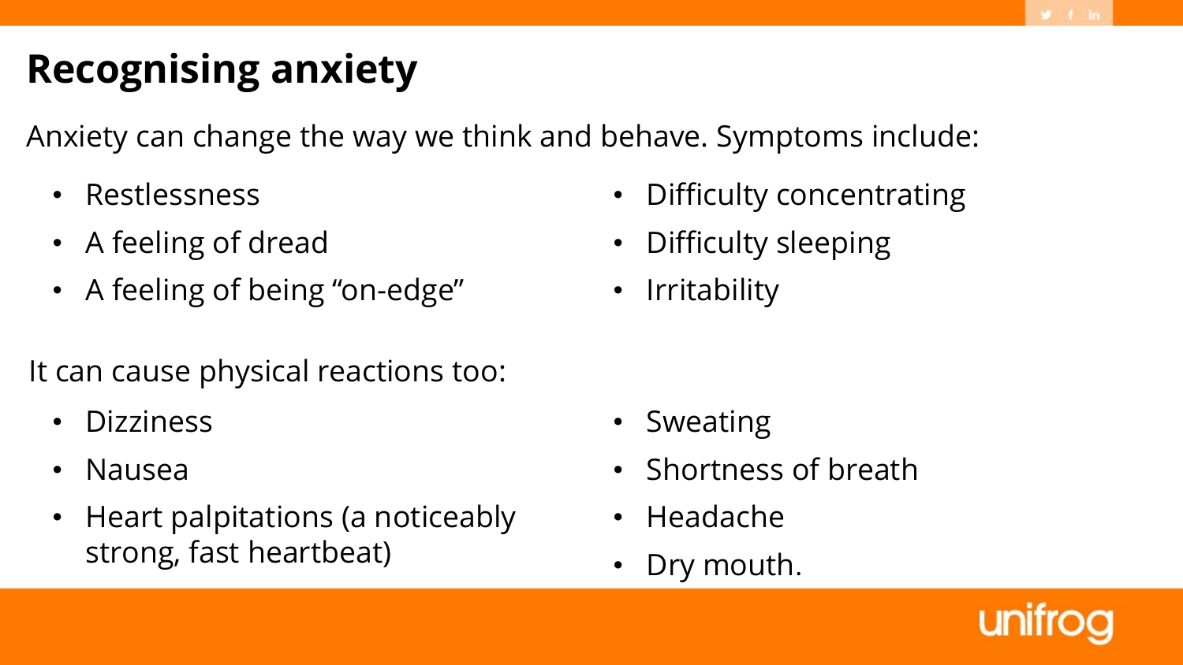# Recognising anxiety

Anxiety can change the way we think and behave. Symptoms include:

- Restlessness
- A feeling of dread
- A feeling of being “on-edge”
- Difficulty concentrating
- Difficulty sleeping
- Irritability

It can cause physical reactions too:

- Dizziness
- Nausea
- Heart palpitations (a noticeably strong, fast heartbeat)
- Sweating
- Shortness of breath
- Headache
- Dry mouth.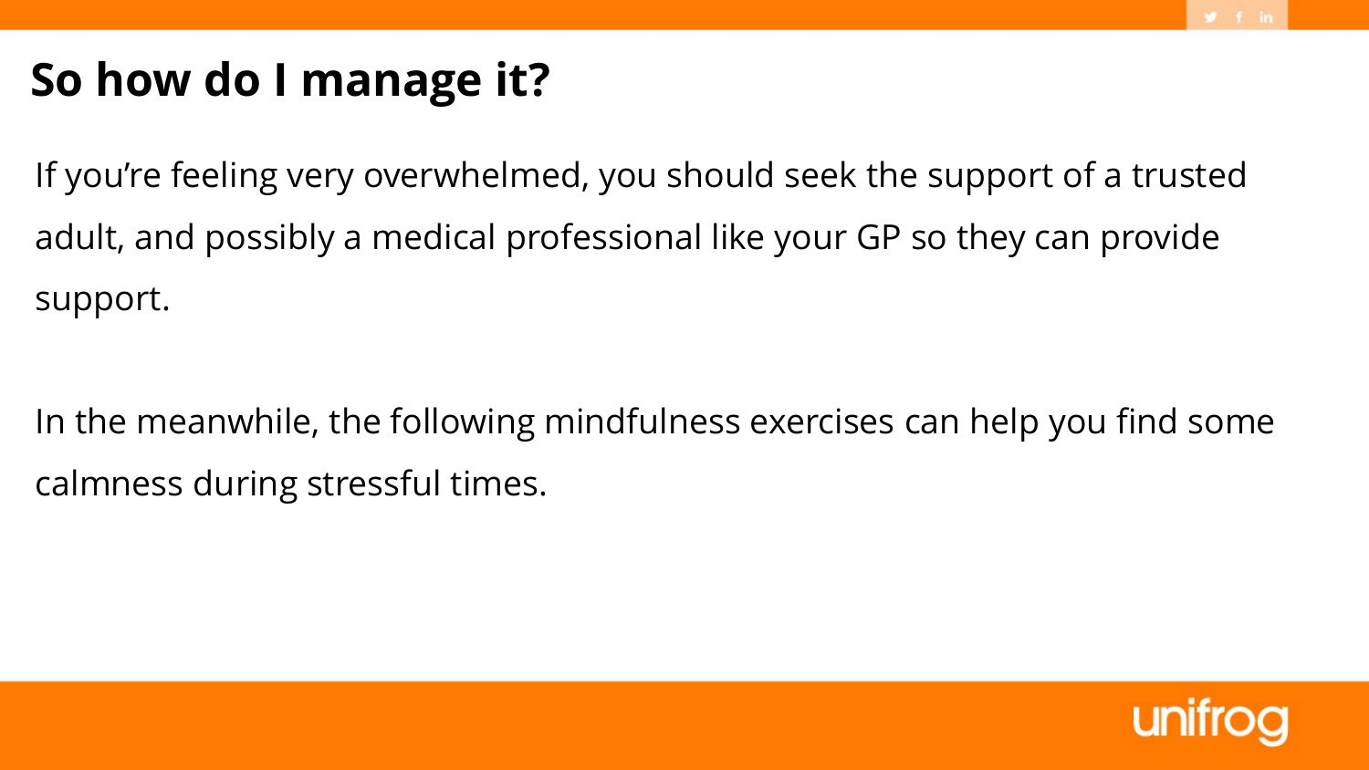# So how do I manage it?

If you're feeling very overwhelmed, you should seek the support of a trusted adult, and possibly a medical professional like your GP so they can provide support.

In the meanwhile, the following mindfulness exercises can help you find some calmness during stressful times.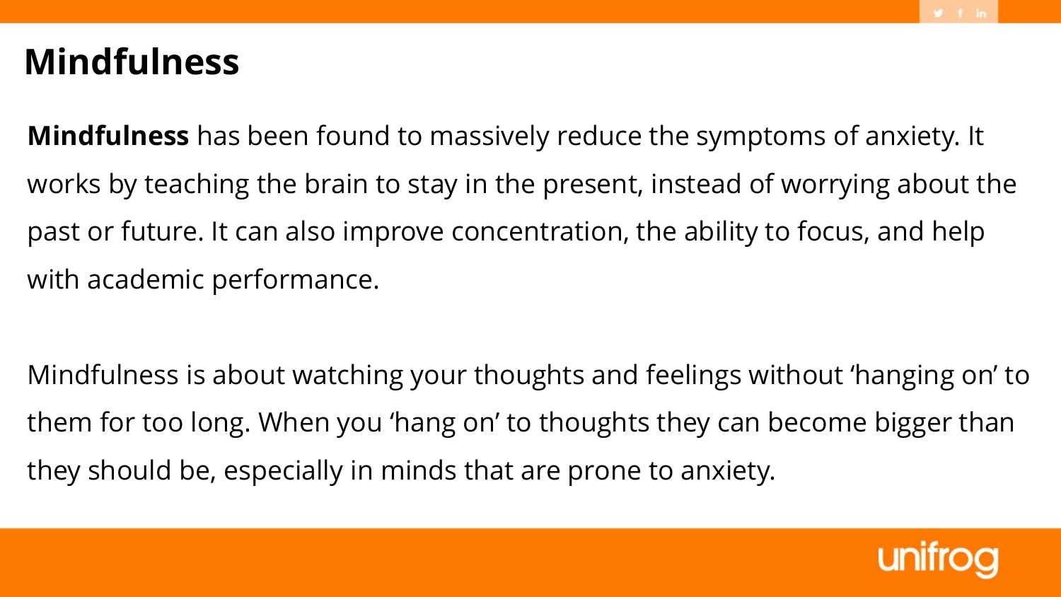# Mindfulness

**Mindfulness** has been found to massively reduce the symptoms of anxiety. It works by teaching the brain to stay in the present, instead of worrying about the past or future. It can also improve concentration, the ability to focus, and help with academic performance.

Mindfulness is about watching your thoughts and feelings without 'hanging on' to them for too long. When you 'hang on' to thoughts they can become bigger than they should be, especially in minds that are prone to anxiety.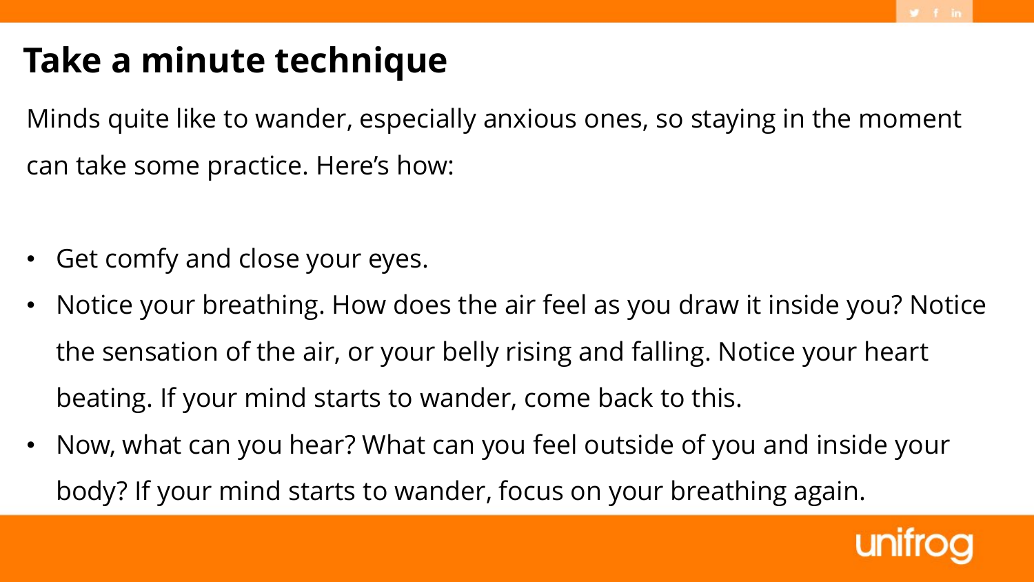# Take a minute technique

Minds quite like to wander, especially anxious ones, so staying in the moment can take some practice. Here's how:

- Get comfy and close your eyes.
- Notice your breathing. How does the air feel as you draw it inside you? Notice the sensation of the air, or your belly rising and falling. Notice your heart beating. If your mind starts to wander, come back to this.
- Now, what can you hear? What can you feel outside of you and inside your body? If your mind starts to wander, focus on your breathing again.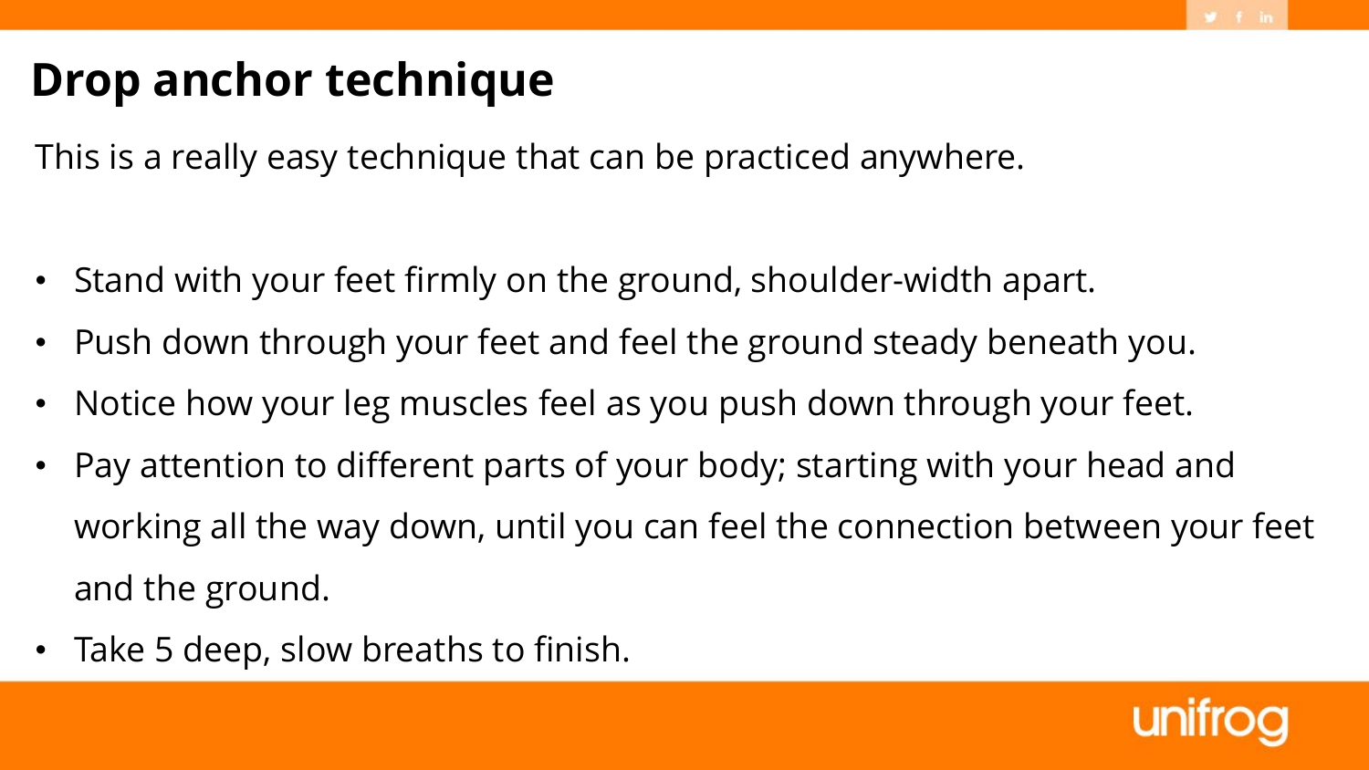# Drop anchor technique

This is a really easy technique that can be practiced anywhere.

- Stand with your feet firmly on the ground, shoulder-width apart.
- Push down through your feet and feel the ground steady beneath you.
- Notice how your leg muscles feel as you push down through your feet.
- Pay attention to different parts of your body; starting with your head and working all the way down, until you can feel the connection between your feet and the ground.
- Take 5 deep, slow breaths to finish.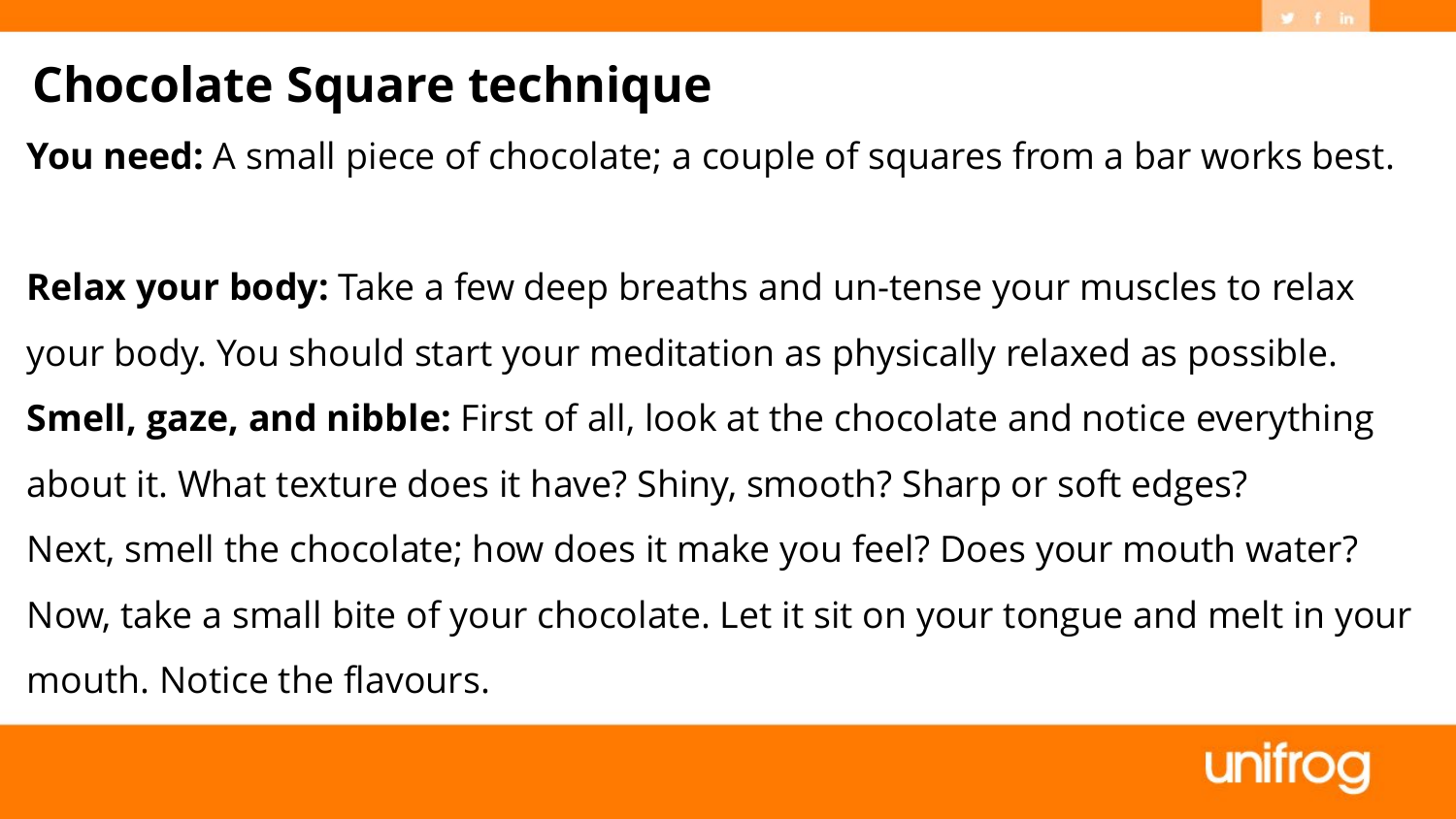# Chocolate Square technique

**You need:** A small piece of chocolate; a couple of squares from a bar works best.

**Relax your body:** Take a few deep breaths and un-tense your muscles to relax your body. You should start your meditation as physically relaxed as possible.

**Smell, gaze, and nibble:** First of all, look at the chocolate and notice everything about it. What texture does it have? Shiny, smooth? Sharp or soft edges?

Next, smell the chocolate; how does it make you feel? Does your mouth water?

Now, take a small bite of your chocolate. Let it sit on your tongue and melt in your mouth. Notice the flavours.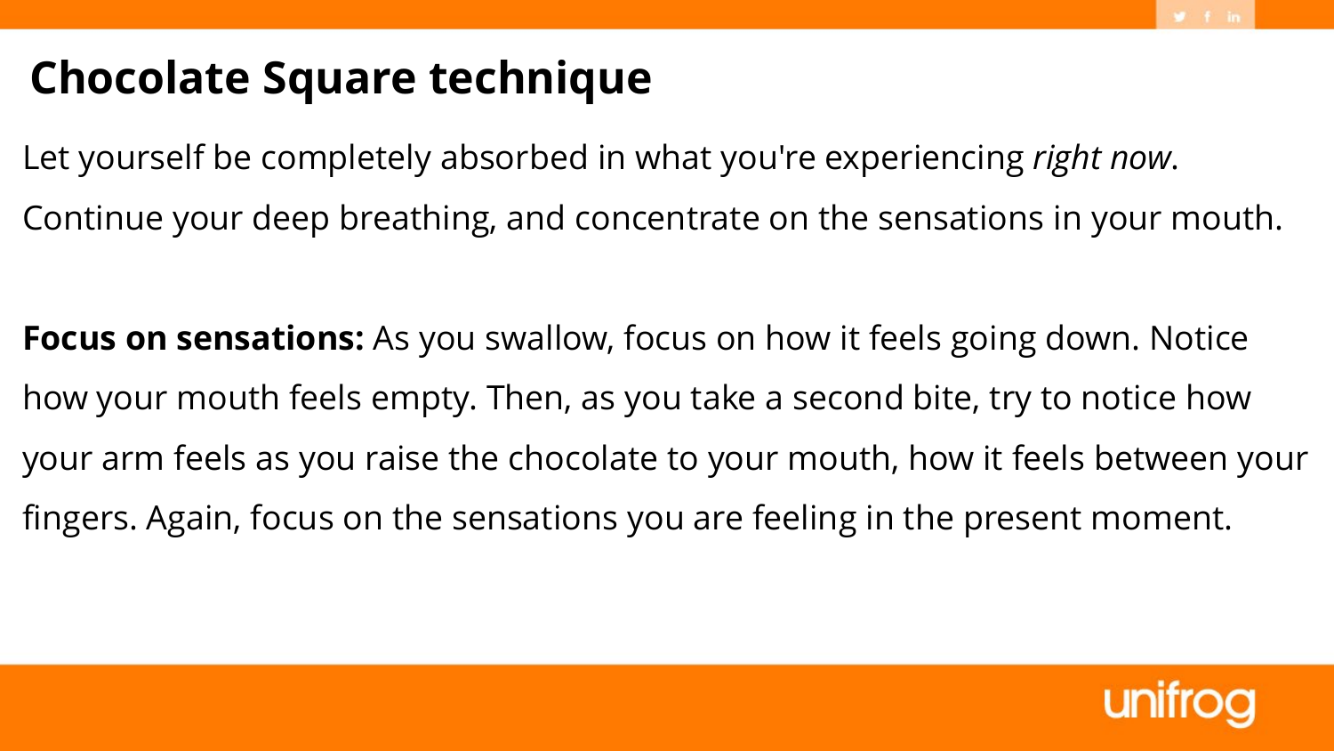# Chocolate Square technique

Let yourself be completely absorbed in what you're experiencing *right now*. Continue your deep breathing, and concentrate on the sensations in your mouth.

**Focus on sensations:** As you swallow, focus on how it feels going down. Notice how your mouth feels empty. Then, as you take a second bite, try to notice how your arm feels as you raise the chocolate to your mouth, how it feels between your fingers. Again, focus on the sensations you are feeling in the present moment.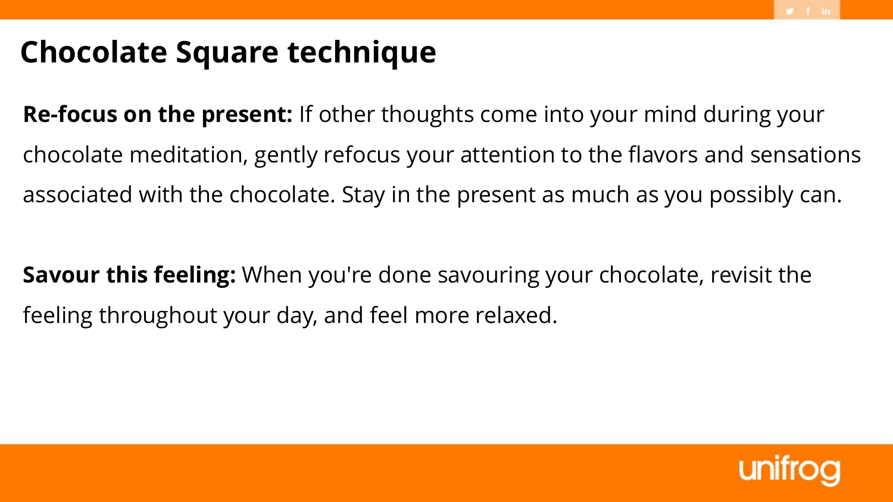# Chocolate Square technique

**Re-focus on the present:** If other thoughts come into your mind during your chocolate meditation, gently refocus your attention to the flavors and sensations associated with the chocolate. Stay in the present as much as you possibly can.

**Savour this feeling:** When you're done savouring your chocolate, revisit the feeling throughout your day, and feel more relaxed.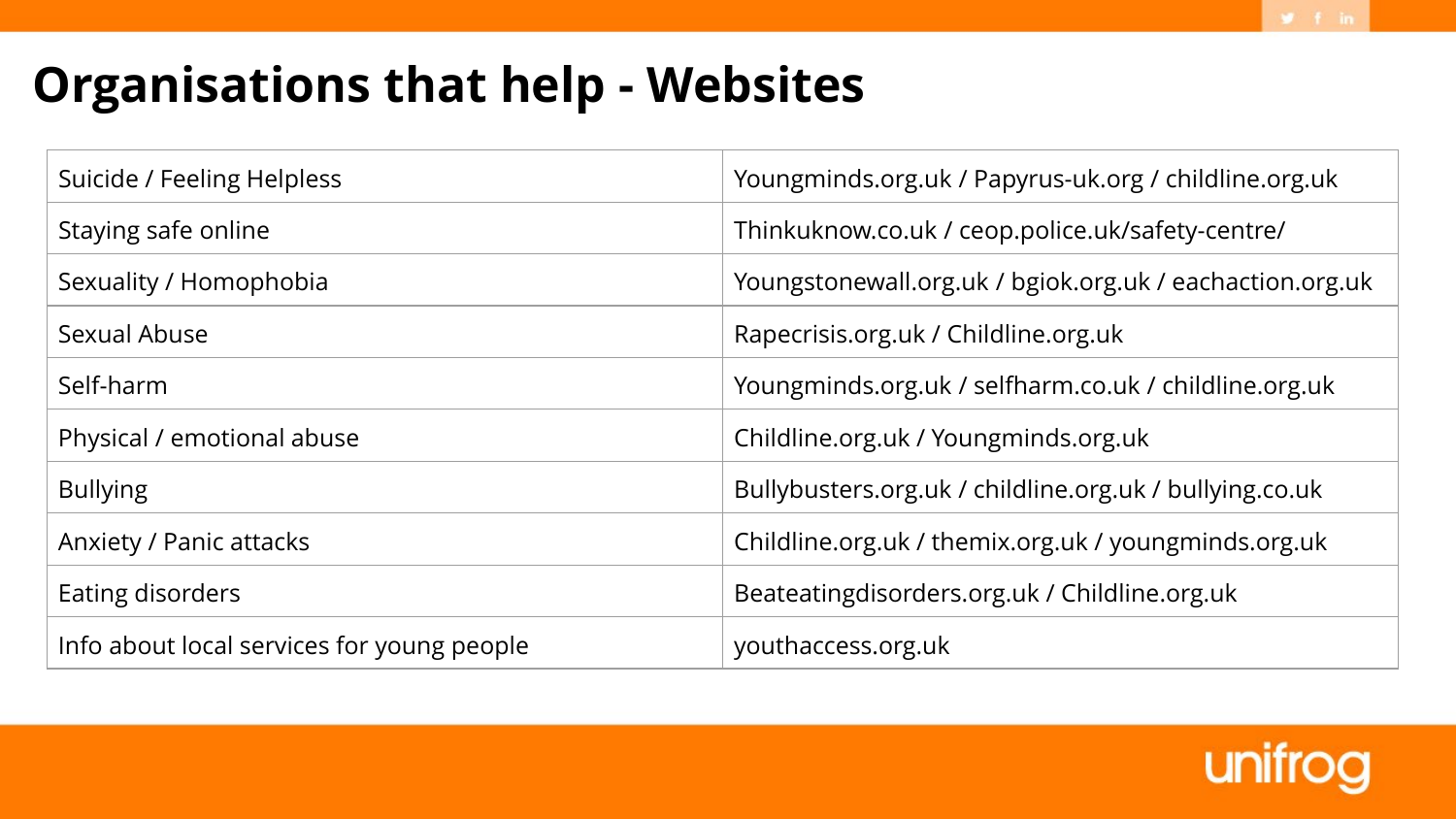# Organisations that help - Websites

| | |
|---|---|
| Suicide / Feeling Helpless | Youngminds.org.uk / Papyrus-uk.org / childline.org.uk |
| Staying safe online | Thinkuknow.co.uk / ceop.police.uk/safety-centre/ |
| Sexuality / Homophobia | Youngstonewall.org.uk / bgiok.org.uk / eachaction.org.uk |
| Sexual Abuse | Rapecrisis.org.uk / Childline.org.uk |
| Self-harm | Youngminds.org.uk / selfharm.co.uk / childline.org.uk |
| Physical / emotional abuse | Childline.org.uk / Youngminds.org.uk |
| Bullying | Bullybusters.org.uk / childline.org.uk / bullying.co.uk |
| Anxiety / Panic attacks | Childline.org.uk / themix.org.uk / youngminds.org.uk |
| Eating disorders | Beateatingdisorders.org.uk / Childline.org.uk |
| Info about local services for young people | youthaccess.org.uk |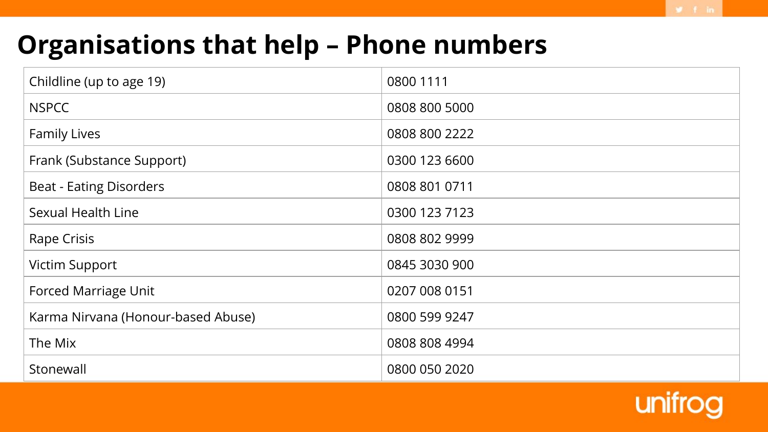# Organisations that help – Phone numbers

| Organisation | Phone number |
| --- | --- |
| Childline (up to age 19) | 0800 1111 |
| NSPCC | 0808 800 5000 |
| Family Lives | 0808 800 2222 |
| Frank (Substance Support) | 0300 123 6600 |
| Beat - Eating Disorders | 0808 801 0711 |
| Sexual Health Line | 0300 123 7123 |
| Rape Crisis | 0808 802 9999 |
| Victim Support | 0845 3030 900 |
| Forced Marriage Unit | 0207 008 0151 |
| Karma Nirvana (Honour-based Abuse) | 0800 599 9247 |
| The Mix | 0808 808 4994 |
| Stonewall | 0800 050 2020 |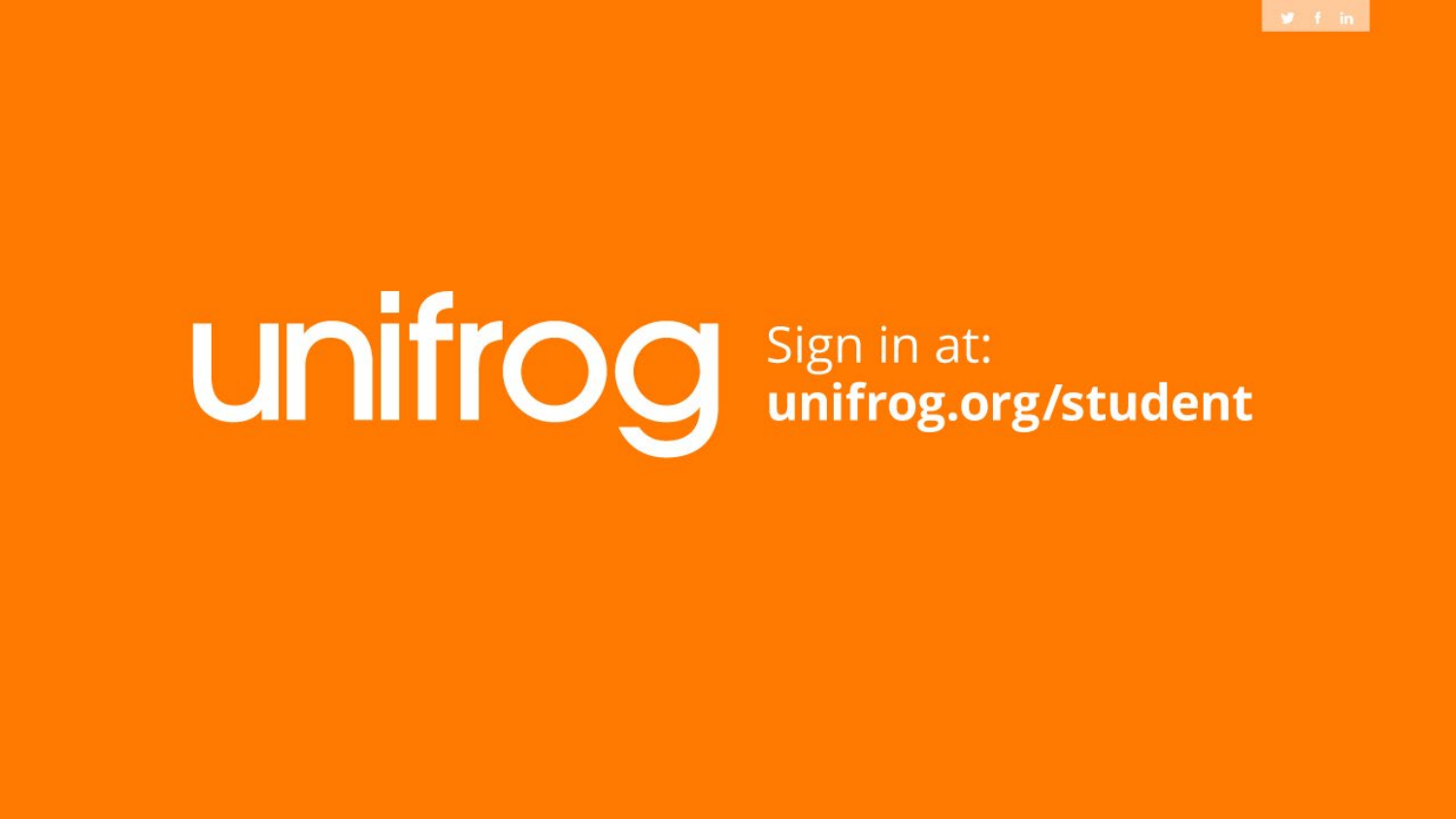unifrog

Sign in at:

**unifrog.org/student**